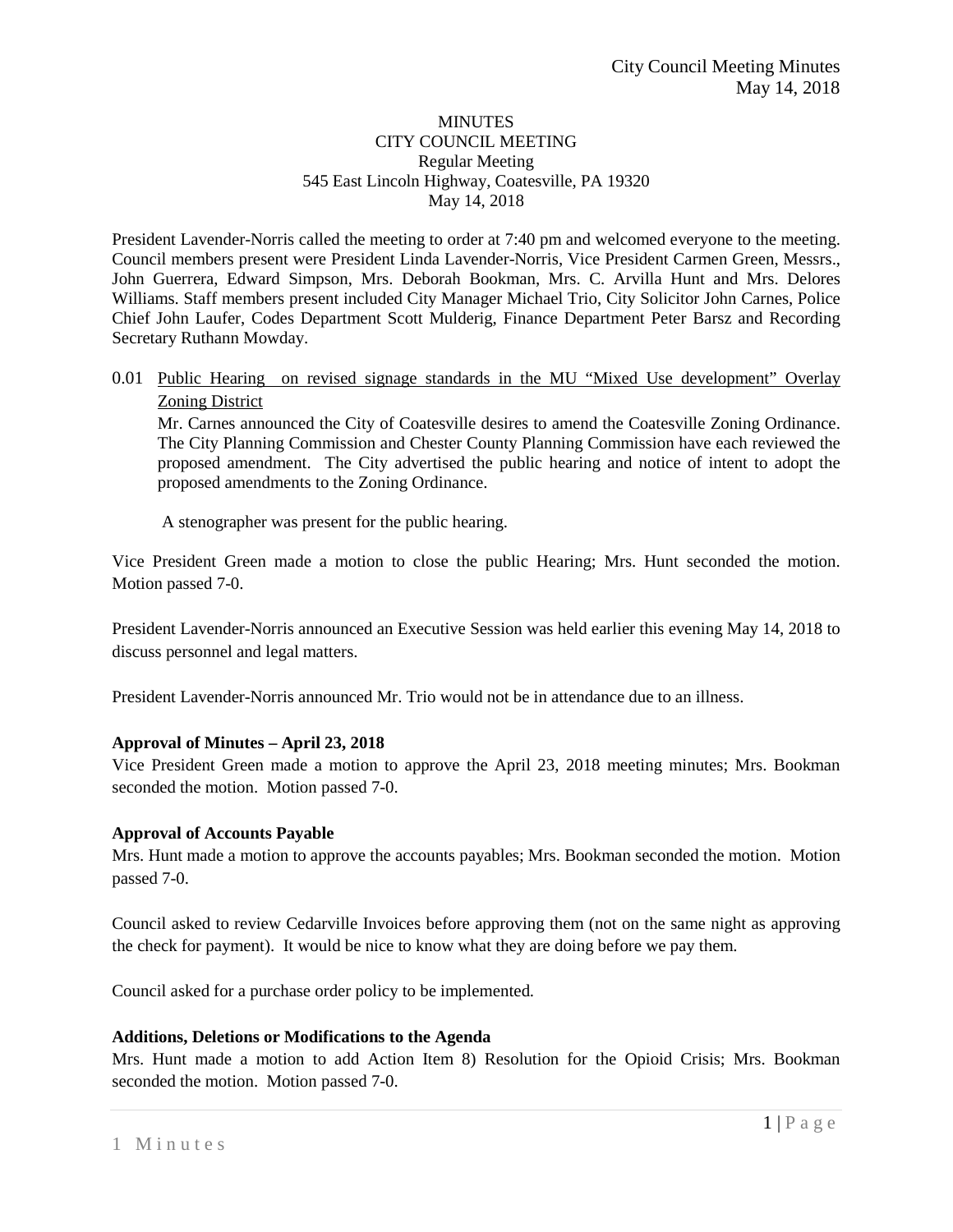MINUTES
CITY COUNCIL MEETING
Regular Meeting
545 East Lincoln Highway, Coatesville, PA 19320
May 14, 2018

President Lavender-Norris called the meeting to order at 7:40 pm and welcomed everyone to the meeting. Council members present were President Linda Lavender-Norris, Vice President Carmen Green, Messrs., John Guerrera, Edward Simpson, Mrs. Deborah Bookman, Mrs. C. Arvilla Hunt and Mrs. Delores Williams. Staff members present included City Manager Michael Trio, City Solicitor John Carnes, Police Chief John Laufer, Codes Department Scott Mulderig, Finance Department Peter Barsz and Recording Secretary Ruthann Mowday.

0.01 Public Hearing on revised signage standards in the MU "Mixed Use development" Overlay Zoning District

Mr. Carnes announced the City of Coatesville desires to amend the Coatesville Zoning Ordinance. The City Planning Commission and Chester County Planning Commission have each reviewed the proposed amendment. The City advertised the public hearing and notice of intent to adopt the proposed amendments to the Zoning Ordinance.

A stenographer was present for the public hearing.

Vice President Green made a motion to close the public Hearing; Mrs. Hunt seconded the motion. Motion passed 7-0.

President Lavender-Norris announced an Executive Session was held earlier this evening May 14, 2018 to discuss personnel and legal matters.

President Lavender-Norris announced Mr. Trio would not be in attendance due to an illness.

**Approval of Minutes – April 23, 2018**

Vice President Green made a motion to approve the April 23, 2018 meeting minutes; Mrs. Bookman seconded the motion. Motion passed 7-0.

**Approval of Accounts Payable**

Mrs. Hunt made a motion to approve the accounts payables; Mrs. Bookman seconded the motion. Motion passed 7-0.

Council asked to review Cedarville Invoices before approving them (not on the same night as approving the check for payment). It would be nice to know what they are doing before we pay them.

Council asked for a purchase order policy to be implemented.

**Additions, Deletions or Modifications to the Agenda**

Mrs. Hunt made a motion to add Action Item 8) Resolution for the Opioid Crisis; Mrs. Bookman seconded the motion. Motion passed 7-0.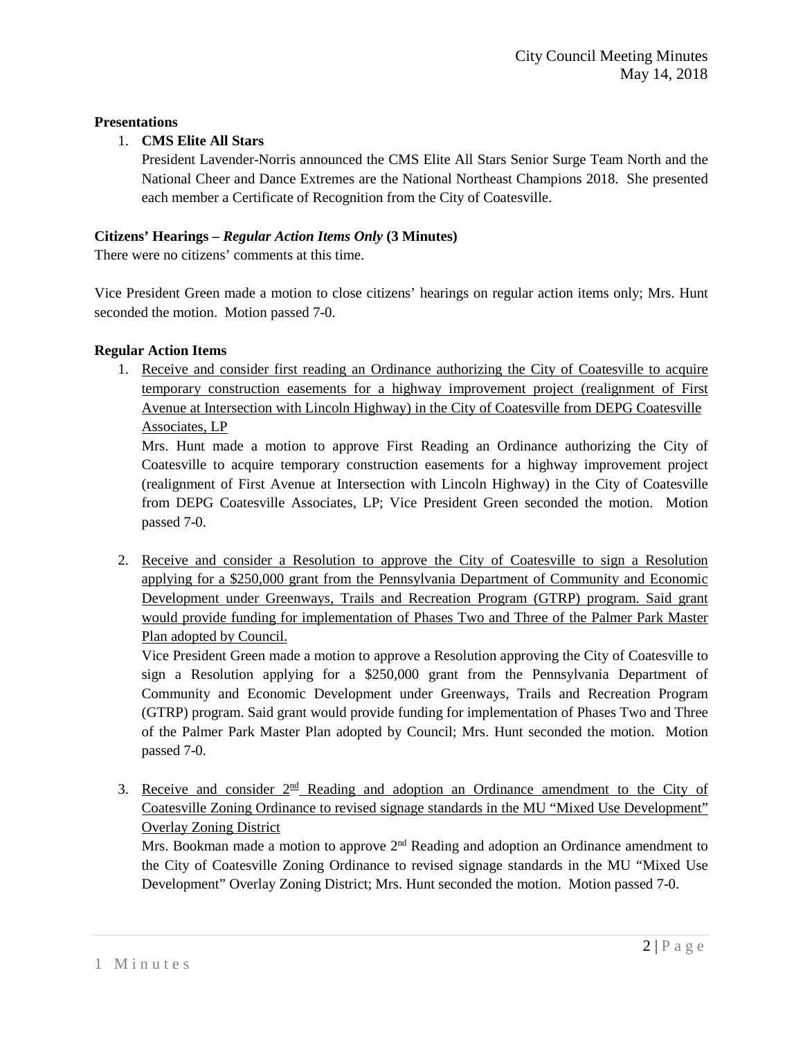**Presentations**

1. **CMS Elite All Stars**

   President Lavender-Norris announced the CMS Elite All Stars Senior Surge Team North and the National Cheer and Dance Extremes are the National Northeast Champions 2018. She presented each member a Certificate of Recognition from the City of Coatesville.

**Citizens' Hearings – *Regular Action Items Only* (3 Minutes)**

There were no citizens' comments at this time.

Vice President Green made a motion to close citizens' hearings on regular action items only; Mrs. Hunt seconded the motion. Motion passed 7-0.

**Regular Action Items**

1. <u>Receive and consider first reading an Ordinance authorizing the City of Coatesville to acquire temporary construction easements for a highway improvement project (realignment of First Avenue at Intersection with Lincoln Highway) in the City of Coatesville from DEPG Coatesville Associates, LP</u>

   Mrs. Hunt made a motion to approve First Reading an Ordinance authorizing the City of Coatesville to acquire temporary construction easements for a highway improvement project (realignment of First Avenue at Intersection with Lincoln Highway) in the City of Coatesville from DEPG Coatesville Associates, LP; Vice President Green seconded the motion. Motion passed 7-0.

2. <u>Receive and consider a Resolution to approve the City of Coatesville to sign a Resolution applying for a $250,000 grant from the Pennsylvania Department of Community and Economic Development under Greenways, Trails and Recreation Program (GTRP) program. Said grant would provide funding for implementation of Phases Two and Three of the Palmer Park Master Plan adopted by Council.</u>

   Vice President Green made a motion to approve a Resolution approving the City of Coatesville to sign a Resolution applying for a $250,000 grant from the Pennsylvania Department of Community and Economic Development under Greenways, Trails and Recreation Program (GTRP) program. Said grant would provide funding for implementation of Phases Two and Three of the Palmer Park Master Plan adopted by Council; Mrs. Hunt seconded the motion. Motion passed 7-0.

3. <u>Receive and consider 2nd Reading and adoption an Ordinance amendment to the City of Coatesville Zoning Ordinance to revised signage standards in the MU "Mixed Use Development" Overlay Zoning District</u>

   Mrs. Bookman made a motion to approve 2nd Reading and adoption an Ordinance amendment to the City of Coatesville Zoning Ordinance to revised signage standards in the MU "Mixed Use Development" Overlay Zoning District; Mrs. Hunt seconded the motion. Motion passed 7-0.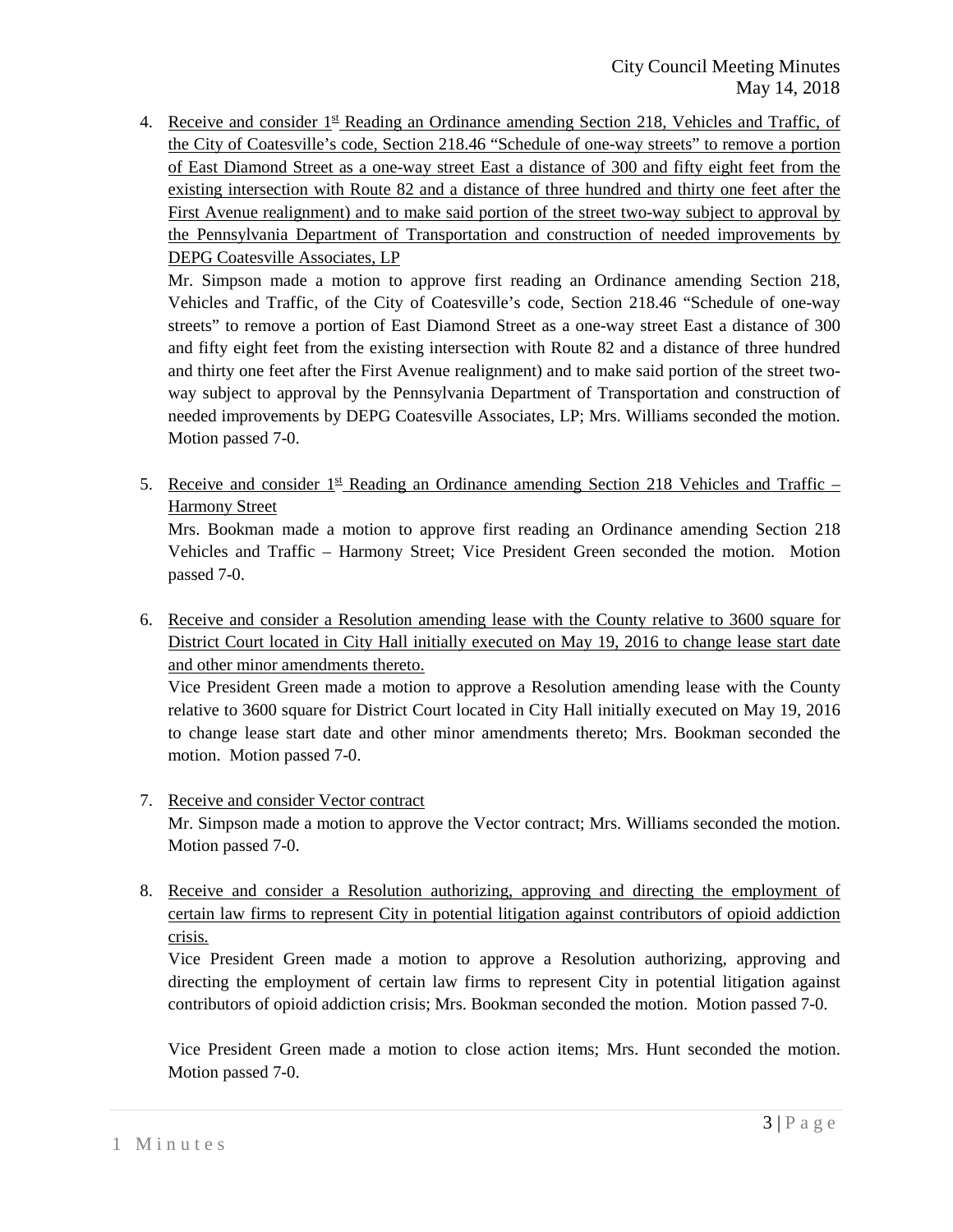4. Receive and consider 1[st] Reading an Ordinance amending Section 218, Vehicles and Traffic, of the City of Coatesville's code, Section 218.46 "Schedule of one-way streets" to remove a portion of East Diamond Street as a one-way street East a distance of 300 and fifty eight feet from the existing intersection with Route 82 and a distance of three hundred and thirty one feet after the First Avenue realignment) and to make said portion of the street two-way subject to approval by the Pennsylvania Department of Transportation and construction of needed improvements by DEPG Coatesville Associates, LP

   Mr. Simpson made a motion to approve first reading an Ordinance amending Section 218, Vehicles and Traffic, of the City of Coatesville's code, Section 218.46 "Schedule of one-way streets" to remove a portion of East Diamond Street as a one-way street East a distance of 300 and fifty eight feet from the existing intersection with Route 82 and a distance of three hundred and thirty one feet after the First Avenue realignment) and to make said portion of the street two-way subject to approval by the Pennsylvania Department of Transportation and construction of needed improvements by DEPG Coatesville Associates, LP; Mrs. Williams seconded the motion. Motion passed 7-0.

5. Receive and consider 1[st] Reading an Ordinance amending Section 218 Vehicles and Traffic – Harmony Street

   Mrs. Bookman made a motion to approve first reading an Ordinance amending Section 218 Vehicles and Traffic – Harmony Street; Vice President Green seconded the motion. Motion passed 7-0.

6. Receive and consider a Resolution amending lease with the County relative to 3600 square for District Court located in City Hall initially executed on May 19, 2016 to change lease start date and other minor amendments thereto.

   Vice President Green made a motion to approve a Resolution amending lease with the County relative to 3600 square for District Court located in City Hall initially executed on May 19, 2016 to change lease start date and other minor amendments thereto; Mrs. Bookman seconded the motion. Motion passed 7-0.

7. Receive and consider Vector contract

   Mr. Simpson made a motion to approve the Vector contract; Mrs. Williams seconded the motion. Motion passed 7-0.

8. Receive and consider a Resolution authorizing, approving and directing the employment of certain law firms to represent City in potential litigation against contributors of opioid addiction crisis.

   Vice President Green made a motion to approve a Resolution authorizing, approving and directing the employment of certain law firms to represent City in potential litigation against contributors of opioid addiction crisis; Mrs. Bookman seconded the motion. Motion passed 7-0.

   Vice President Green made a motion to close action items; Mrs. Hunt seconded the motion. Motion passed 7-0.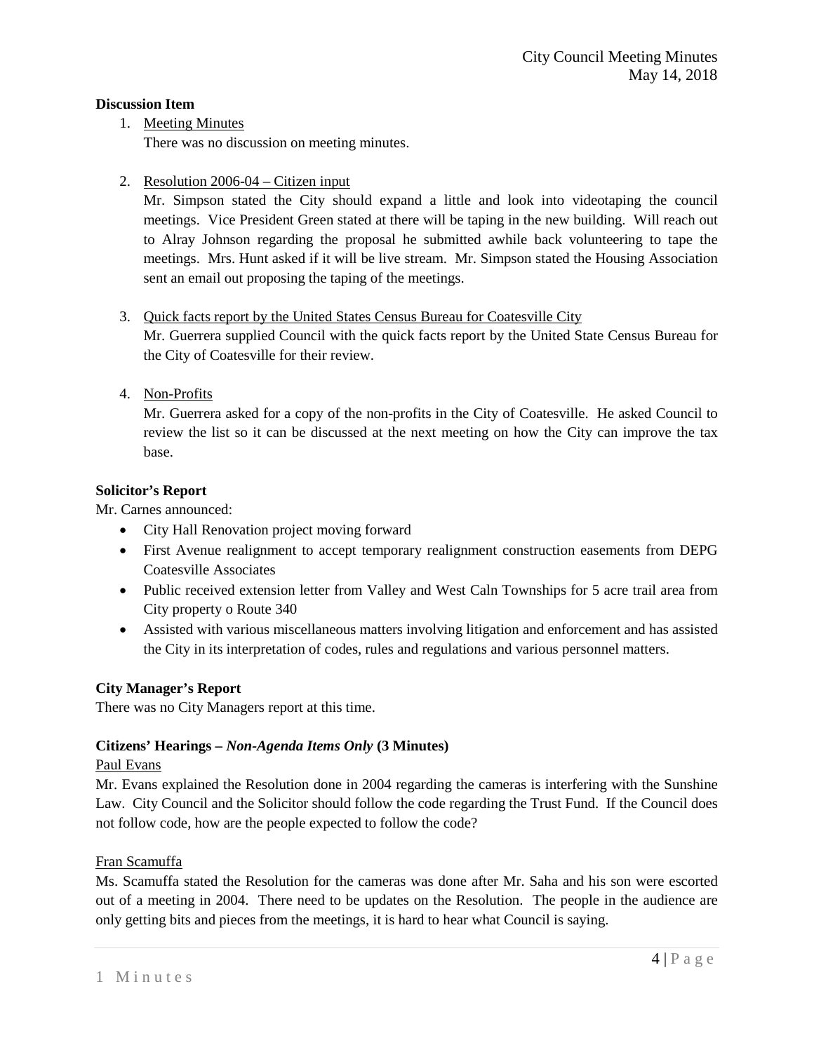**Discussion Item**

1. Meeting Minutes
   There was no discussion on meeting minutes.

2. Resolution 2006-04 – Citizen input
   Mr. Simpson stated the City should expand a little and look into videotaping the council meetings. Vice President Green stated at there will be taping in the new building. Will reach out to Alray Johnson regarding the proposal he submitted awhile back volunteering to tape the meetings. Mrs. Hunt asked if it will be live stream. Mr. Simpson stated the Housing Association sent an email out proposing the taping of the meetings.

3. Quick facts report by the United States Census Bureau for Coatesville City
   Mr. Guerrera supplied Council with the quick facts report by the United State Census Bureau for the City of Coatesville for their review.

4. Non-Profits
   Mr. Guerrera asked for a copy of the non-profits in the City of Coatesville. He asked Council to review the list so it can be discussed at the next meeting on how the City can improve the tax base.

**Solicitor's Report**

Mr. Carnes announced:

- City Hall Renovation project moving forward
- First Avenue realignment to accept temporary realignment construction easements from DEPG Coatesville Associates
- Public received extension letter from Valley and West Caln Townships for 5 acre trail area from City property o Route 340
- Assisted with various miscellaneous matters involving litigation and enforcement and has assisted the City in its interpretation of codes, rules and regulations and various personnel matters.

**City Manager's Report**

There was no City Managers report at this time.

**Citizens' Hearings –** ***Non-Agenda Items Only*** **(3 Minutes)**

Paul Evans

Mr. Evans explained the Resolution done in 2004 regarding the cameras is interfering with the Sunshine Law. City Council and the Solicitor should follow the code regarding the Trust Fund. If the Council does not follow code, how are the people expected to follow the code?

Fran Scamuffa

Ms. Scamuffa stated the Resolution for the cameras was done after Mr. Saha and his son were escorted out of a meeting in 2004. There need to be updates on the Resolution. The people in the audience are only getting bits and pieces from the meetings, it is hard to hear what Council is saying.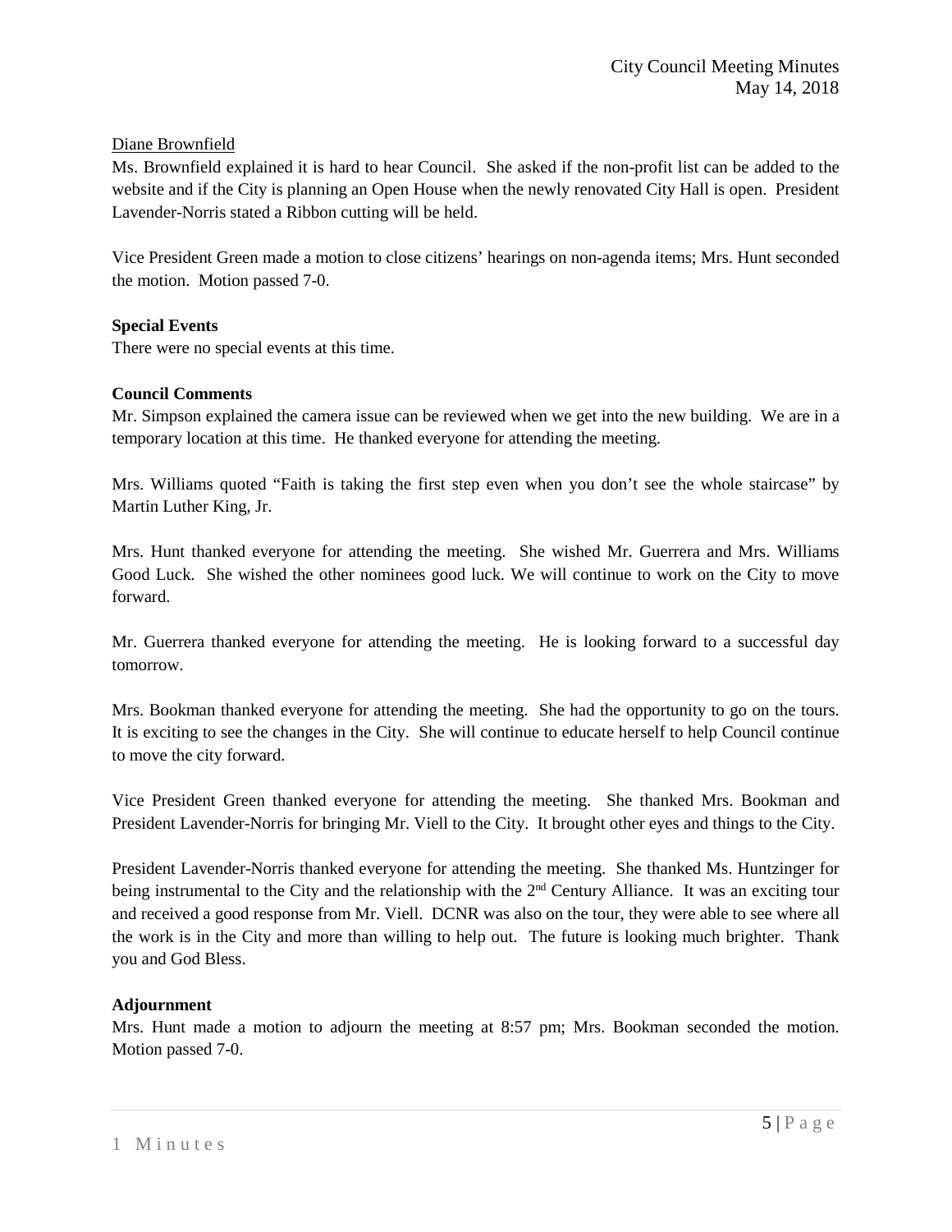Diane Brownfield

Ms. Brownfield explained it is hard to hear Council. She asked if the non-profit list can be added to the website and if the City is planning an Open House when the newly renovated City Hall is open. President Lavender-Norris stated a Ribbon cutting will be held.

Vice President Green made a motion to close citizens' hearings on non-agenda items; Mrs. Hunt seconded the motion. Motion passed 7-0.

**Special Events**

There were no special events at this time.

**Council Comments**

Mr. Simpson explained the camera issue can be reviewed when we get into the new building. We are in a temporary location at this time. He thanked everyone for attending the meeting.

Mrs. Williams quoted "Faith is taking the first step even when you don't see the whole staircase" by Martin Luther King, Jr.

Mrs. Hunt thanked everyone for attending the meeting. She wished Mr. Guerrera and Mrs. Williams Good Luck. She wished the other nominees good luck. We will continue to work on the City to move forward.

Mr. Guerrera thanked everyone for attending the meeting. He is looking forward to a successful day tomorrow.

Mrs. Bookman thanked everyone for attending the meeting. She had the opportunity to go on the tours. It is exciting to see the changes in the City. She will continue to educate herself to help Council continue to move the city forward.

Vice President Green thanked everyone for attending the meeting. She thanked Mrs. Bookman and President Lavender-Norris for bringing Mr. Viell to the City. It brought other eyes and things to the City.

President Lavender-Norris thanked everyone for attending the meeting. She thanked Ms. Huntzinger for being instrumental to the City and the relationship with the 2nd Century Alliance. It was an exciting tour and received a good response from Mr. Viell. DCNR was also on the tour, they were able to see where all the work is in the City and more than willing to help out. The future is looking much brighter. Thank you and God Bless.

**Adjournment**

Mrs. Hunt made a motion to adjourn the meeting at 8:57 pm; Mrs. Bookman seconded the motion. Motion passed 7-0.